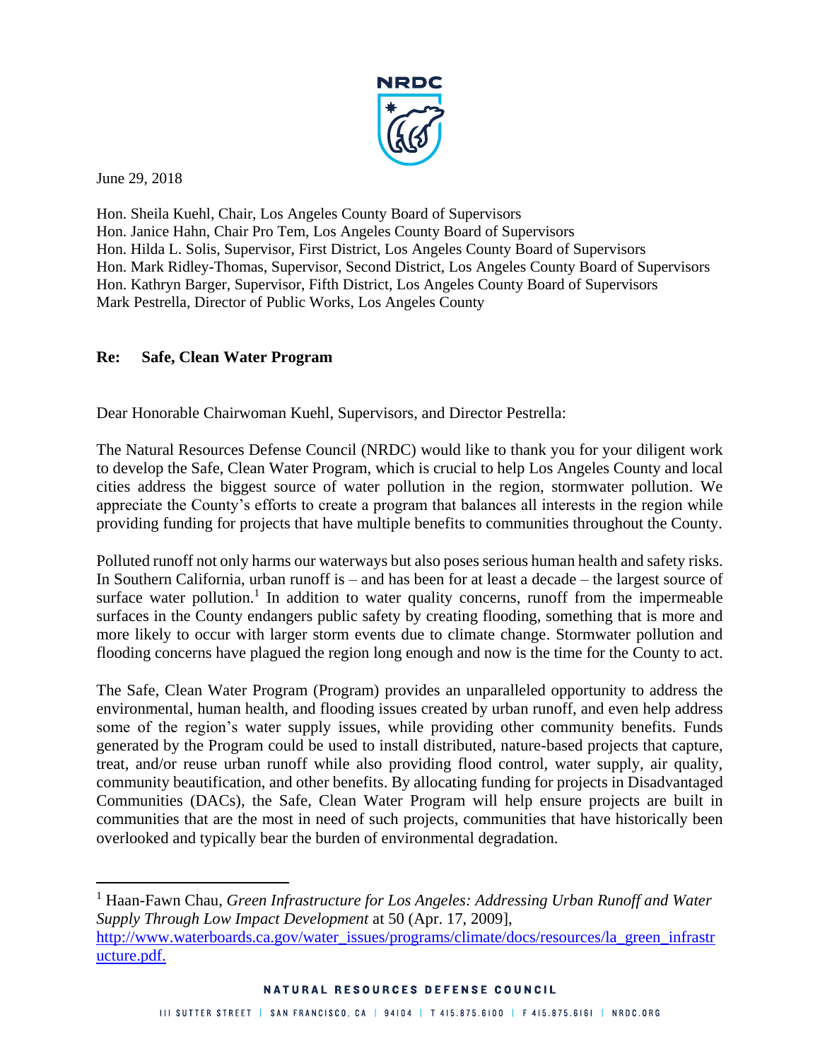NRDC

June 29, 2018

Hon. Sheila Kuehl, Chair, Los Angeles County Board of Supervisors
Hon. Janice Hahn, Chair Pro Tem, Los Angeles County Board of Supervisors
Hon. Hilda L. Solis, Supervisor, First District, Los Angeles County Board of Supervisors
Hon. Mark Ridley-Thomas, Supervisor, Second District, Los Angeles County Board of Supervisors
Hon. Kathryn Barger, Supervisor, Fifth District, Los Angeles County Board of Supervisors
Mark Pestrella, Director of Public Works, Los Angeles County

**Re: Safe, Clean Water Program**

Dear Honorable Chairwoman Kuehl, Supervisors, and Director Pestrella:

The Natural Resources Defense Council (NRDC) would like to thank you for your diligent work to develop the Safe, Clean Water Program, which is crucial to help Los Angeles County and local cities address the biggest source of water pollution in the region, stormwater pollution. We appreciate the County's efforts to create a program that balances all interests in the region while providing funding for projects that have multiple benefits to communities throughout the County.

Polluted runoff not only harms our waterways but also poses serious human health and safety risks. In Southern California, urban runoff is – and has been for at least a decade – the largest source of surface water pollution.[1] In addition to water quality concerns, runoff from the impermeable surfaces in the County endangers public safety by creating flooding, something that is more and more likely to occur with larger storm events due to climate change. Stormwater pollution and flooding concerns have plagued the region long enough and now is the time for the County to act.

The Safe, Clean Water Program (Program) provides an unparalleled opportunity to address the environmental, human health, and flooding issues created by urban runoff, and even help address some of the region's water supply issues, while providing other community benefits. Funds generated by the Program could be used to install distributed, nature-based projects that capture, treat, and/or reuse urban runoff while also providing flood control, water supply, air quality, community beautification, and other benefits. By allocating funding for projects in Disadvantaged Communities (DACs), the Safe, Clean Water Program will help ensure projects are built in communities that are the most in need of such projects, communities that have historically been overlooked and typically bear the burden of environmental degradation.

[1] Haan-Fawn Chau, *Green Infrastructure for Los Angeles: Addressing Urban Runoff and Water Supply Through Low Impact Development* at 50 (Apr. 17, 2009], http://www.waterboards.ca.gov/water_issues/programs/climate/docs/resources/la_green_infrastructure.pdf.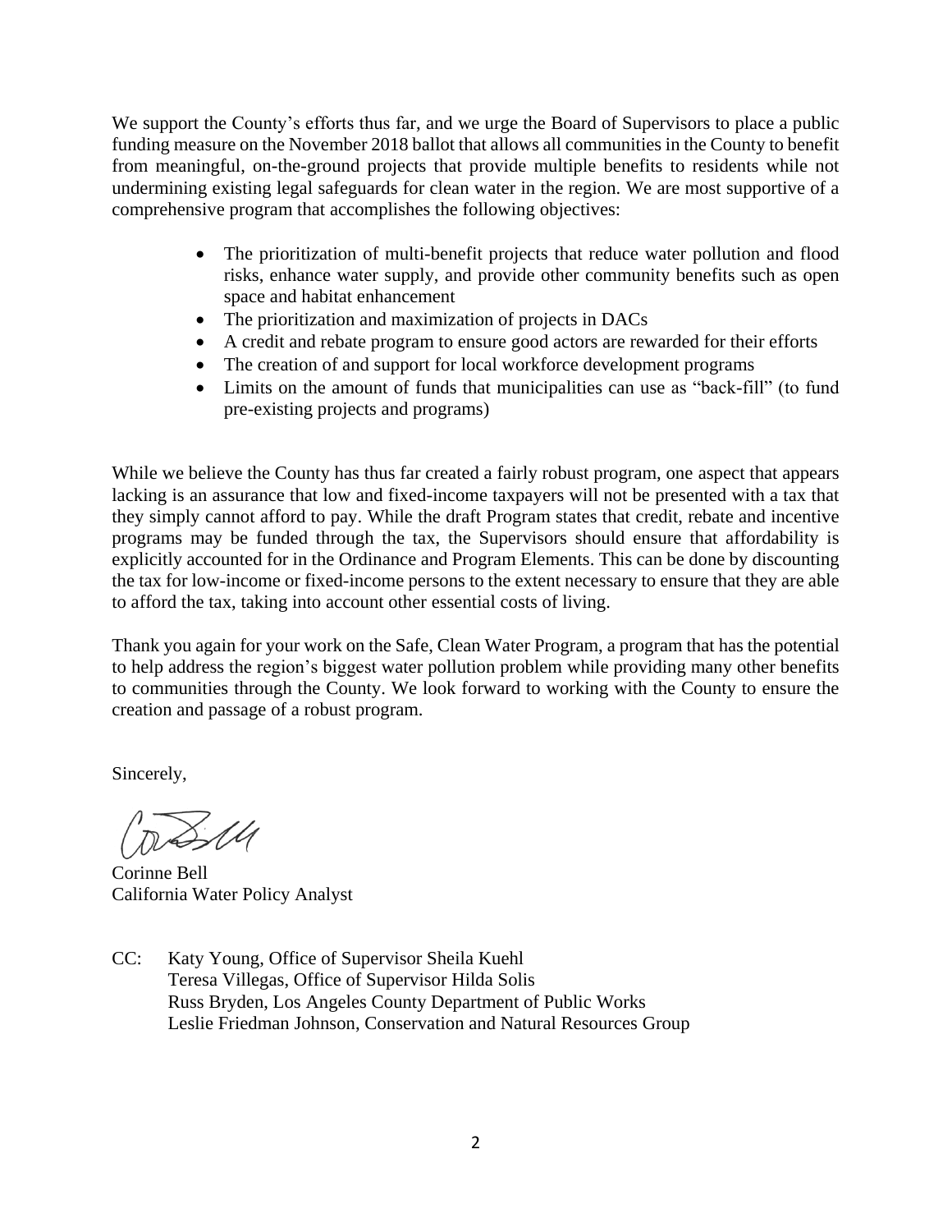We support the County's efforts thus far, and we urge the Board of Supervisors to place a public funding measure on the November 2018 ballot that allows all communities in the County to benefit from meaningful, on-the-ground projects that provide multiple benefits to residents while not undermining existing legal safeguards for clean water in the region. We are most supportive of a comprehensive program that accomplishes the following objectives:

- The prioritization of multi-benefit projects that reduce water pollution and flood risks, enhance water supply, and provide other community benefits such as open space and habitat enhancement
- The prioritization and maximization of projects in DACs
- A credit and rebate program to ensure good actors are rewarded for their efforts
- The creation of and support for local workforce development programs
- Limits on the amount of funds that municipalities can use as "back-fill" (to fund pre-existing projects and programs)

While we believe the County has thus far created a fairly robust program, one aspect that appears lacking is an assurance that low and fixed-income taxpayers will not be presented with a tax that they simply cannot afford to pay. While the draft Program states that credit, rebate and incentive programs may be funded through the tax, the Supervisors should ensure that affordability is explicitly accounted for in the Ordinance and Program Elements. This can be done by discounting the tax for low-income or fixed-income persons to the extent necessary to ensure that they are able to afford the tax, taking into account other essential costs of living.

Thank you again for your work on the Safe, Clean Water Program, a program that has the potential to help address the region's biggest water pollution problem while providing many other benefits to communities through the County. We look forward to working with the County to ensure the creation and passage of a robust program.

Sincerely,

Corinne Bell
California Water Policy Analyst

CC: Katy Young, Office of Supervisor Sheila Kuehl
Teresa Villegas, Office of Supervisor Hilda Solis
Russ Bryden, Los Angeles County Department of Public Works
Leslie Friedman Johnson, Conservation and Natural Resources Group